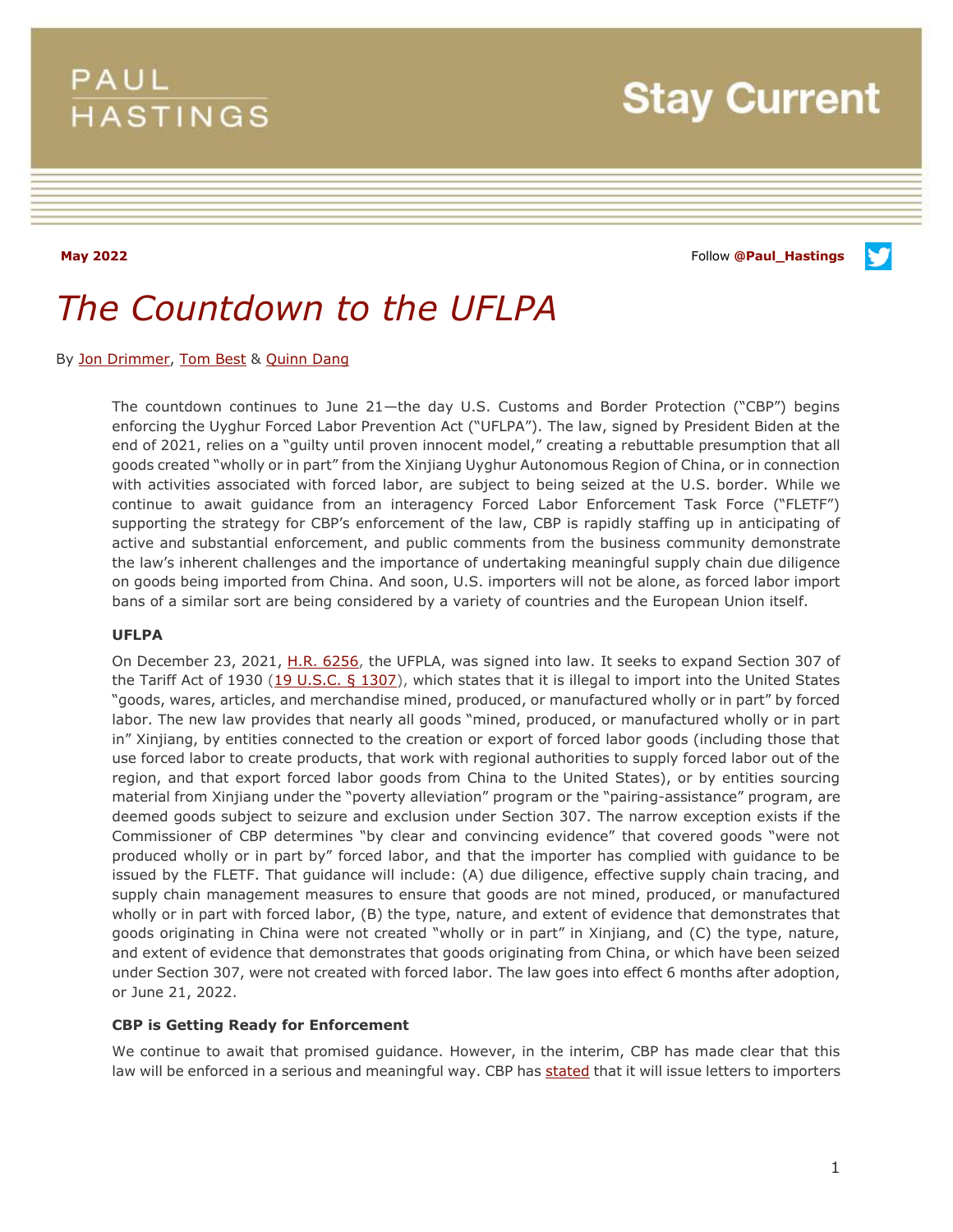May 2022

Follow @Paul_Hastings

# The Countdown to the UFLPA

By Jon Drimmer, Tom Best & Quinn Dang

The countdown continues to June 21—the day U.S. Customs and Border Protection ("CBP") begins enforcing the Uyghur Forced Labor Prevention Act ("UFLPA"). The law, signed by President Biden at the end of 2021, relies on a "guilty until proven innocent model," creating a rebuttable presumption that all goods created "wholly or in part" from the Xinjiang Uyghur Autonomous Region of China, or in connection with activities associated with forced labor, are subject to being seized at the U.S. border. While we continue to await guidance from an interagency Forced Labor Enforcement Task Force ("FLETF") supporting the strategy for CBP's enforcement of the law, CBP is rapidly staffing up in anticipating of active and substantial enforcement, and public comments from the business community demonstrate the law's inherent challenges and the importance of undertaking meaningful supply chain due diligence on goods being imported from China. And soon, U.S. importers will not be alone, as forced labor import bans of a similar sort are being considered by a variety of countries and the European Union itself.

### UFLPA

On December 23, 2021, H.R. 6256, the UFPLA, was signed into law. It seeks to expand Section 307 of the Tariff Act of 1930 (19 U.S.C. § 1307), which states that it is illegal to import into the United States "goods, wares, articles, and merchandise mined, produced, or manufactured wholly or in part" by forced labor. The new law provides that nearly all goods "mined, produced, or manufactured wholly or in part in" Xinjiang, by entities connected to the creation or export of forced labor goods (including those that use forced labor to create products, that work with regional authorities to supply forced labor out of the region, and that export forced labor goods from China to the United States), or by entities sourcing material from Xinjiang under the "poverty alleviation" program or the "pairing-assistance" program, are deemed goods subject to seizure and exclusion under Section 307. The narrow exception exists if the Commissioner of CBP determines "by clear and convincing evidence" that covered goods "were not produced wholly or in part by" forced labor, and that the importer has complied with guidance to be issued by the FLETF. That guidance will include: (A) due diligence, effective supply chain tracing, and supply chain management measures to ensure that goods are not mined, produced, or manufactured wholly or in part with forced labor, (B) the type, nature, and extent of evidence that demonstrates that goods originating in China were not created "wholly or in part" in Xinjiang, and (C) the type, nature, and extent of evidence that demonstrates that goods originating from China, or which have been seized under Section 307, were not created with forced labor. The law goes into effect 6 months after adoption, or June 21, 2022.

### CBP is Getting Ready for Enforcement

We continue to await that promised guidance. However, in the interim, CBP has made clear that this law will be enforced in a serious and meaningful way. CBP has stated that it will issue letters to importers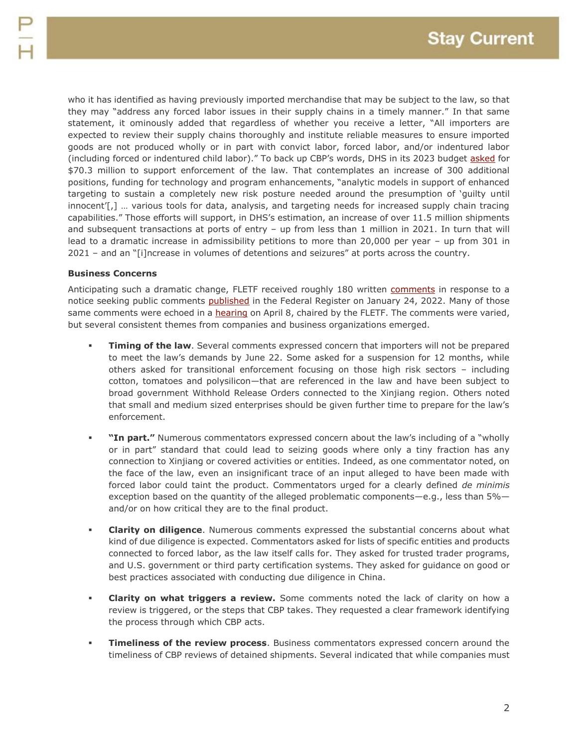who it has identified as having previously imported merchandise that may be subject to the law, so that they may "address any forced labor issues in their supply chains in a timely manner." In that same statement, it ominously added that regardless of whether you receive a letter, "All importers are expected to review their supply chains thoroughly and institute reliable measures to ensure imported goods are not produced wholly or in part with convict labor, forced labor, and/or indentured labor (including forced or indentured child labor)." To back up CBP's words, DHS in its 2023 budget asked for $70.3 million to support enforcement of the law. That contemplates an increase of 300 additional positions, funding for technology and program enhancements, "analytic models in support of enhanced targeting to sustain a completely new risk posture needed around the presumption of 'guilty until innocent'[,] … various tools for data, analysis, and targeting needs for increased supply chain tracing capabilities." Those efforts will support, in DHS's estimation, an increase of over 11.5 million shipments and subsequent transactions at ports of entry – up from less than 1 million in 2021. In turn that will lead to a dramatic increase in admissibility petitions to more than 20,000 per year – up from 301 in 2021 – and an "[i]ncrease in volumes of detentions and seizures" at ports across the country.

**Business Concerns**

Anticipating such a dramatic change, FLETF received roughly 180 written comments in response to a notice seeking public comments published in the Federal Register on January 24, 2022. Many of those same comments were echoed in a hearing on April 8, chaired by the FLETF. The comments were varied, but several consistent themes from companies and business organizations emerged.

- **Timing of the law**. Several comments expressed concern that importers will not be prepared to meet the law's demands by June 22. Some asked for a suspension for 12 months, while others asked for transitional enforcement focusing on those high risk sectors – including cotton, tomatoes and polysilicon—that are referenced in the law and have been subject to broad government Withhold Release Orders connected to the Xinjiang region. Others noted that small and medium sized enterprises should be given further time to prepare for the law's enforcement.

- **"In part."** Numerous commentators expressed concern about the law's including of a "wholly or in part" standard that could lead to seizing goods where only a tiny fraction has any connection to Xinjiang or covered activities or entities. Indeed, as one commentator noted, on the face of the law, even an insignificant trace of an input alleged to have been made with forced labor could taint the product. Commentators urged for a clearly defined *de minimis* exception based on the quantity of the alleged problematic components—e.g., less than 5%—and/or on how critical they are to the final product.

- **Clarity on diligence**. Numerous comments expressed the substantial concerns about what kind of due diligence is expected. Commentators asked for lists of specific entities and products connected to forced labor, as the law itself calls for. They asked for trusted trader programs, and U.S. government or third party certification systems. They asked for guidance on good or best practices associated with conducting due diligence in China.

- **Clarity on what triggers a review.** Some comments noted the lack of clarity on how a review is triggered, or the steps that CBP takes. They requested a clear framework identifying the process through which CBP acts.

- **Timeliness of the review process**. Business commentators expressed concern around the timeliness of CBP reviews of detained shipments. Several indicated that while companies must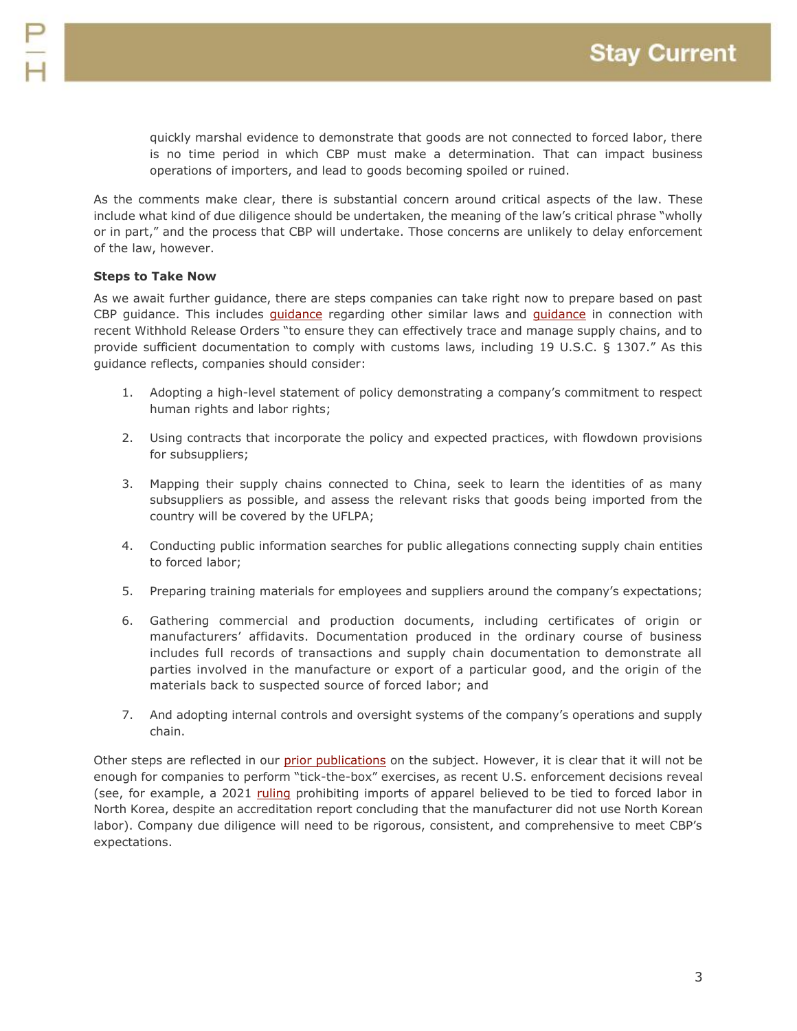quickly marshal evidence to demonstrate that goods are not connected to forced labor, there is no time period in which CBP must make a determination. That can impact business operations of importers, and lead to goods becoming spoiled or ruined.

As the comments make clear, there is substantial concern around critical aspects of the law. These include what kind of due diligence should be undertaken, the meaning of the law's critical phrase "wholly or in part," and the process that CBP will undertake. Those concerns are unlikely to delay enforcement of the law, however.

**Steps to Take Now**

As we await further guidance, there are steps companies can take right now to prepare based on past CBP guidance. This includes guidance regarding other similar laws and guidance in connection with recent Withhold Release Orders "to ensure they can effectively trace and manage supply chains, and to provide sufficient documentation to comply with customs laws, including 19 U.S.C. § 1307." As this guidance reflects, companies should consider:

1. Adopting a high-level statement of policy demonstrating a company's commitment to respect human rights and labor rights;
2. Using contracts that incorporate the policy and expected practices, with flowdown provisions for subsuppliers;
3. Mapping their supply chains connected to China, seek to learn the identities of as many subsuppliers as possible, and assess the relevant risks that goods being imported from the country will be covered by the UFLPA;
4. Conducting public information searches for public allegations connecting supply chain entities to forced labor;
5. Preparing training materials for employees and suppliers around the company's expectations;
6. Gathering commercial and production documents, including certificates of origin or manufacturers' affidavits. Documentation produced in the ordinary course of business includes full records of transactions and supply chain documentation to demonstrate all parties involved in the manufacture or export of a particular good, and the origin of the materials back to suspected source of forced labor; and
7. And adopting internal controls and oversight systems of the company's operations and supply chain.

Other steps are reflected in our prior publications on the subject. However, it is clear that it will not be enough for companies to perform "tick-the-box" exercises, as recent U.S. enforcement decisions reveal (see, for example, a 2021 ruling prohibiting imports of apparel believed to be tied to forced labor in North Korea, despite an accreditation report concluding that the manufacturer did not use North Korean labor). Company due diligence will need to be rigorous, consistent, and comprehensive to meet CBP's expectations.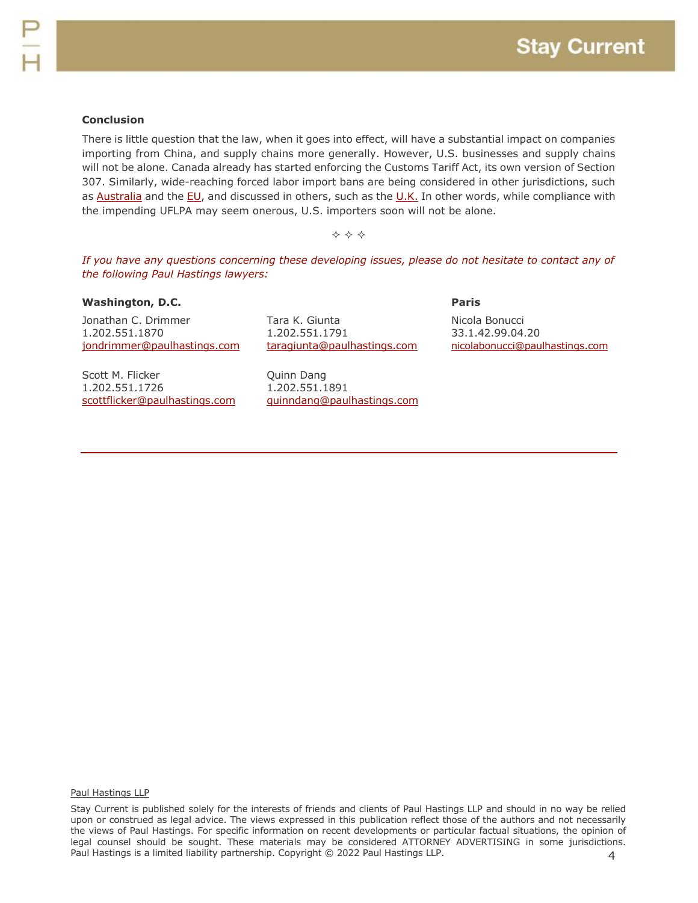**Conclusion**

There is little question that the law, when it goes into effect, will have a substantial impact on companies importing from China, and supply chains more generally. However, U.S. businesses and supply chains will not be alone. Canada already has started enforcing the Customs Tariff Act, its own version of Section 307. Similarly, wide-reaching forced labor import bans are being considered in other jurisdictions, such as Australia and the EU, and discussed in others, such as the U.K. In other words, while compliance with the impending UFLPA may seem onerous, U.S. importers soon will not be alone.

✧ ✧ ✧

*If you have any questions concerning these developing issues, please do not hesitate to contact any of the following Paul Hastings lawyers:*

**Washington, D.C.**

Jonathan C. Drimmer
1.202.551.1870
jondrimmer@paulhastings.com

Tara K. Giunta
1.202.551.1791
taragiunta@paulhastings.com

Scott M. Flicker
1.202.551.1726
scottflicker@paulhastings.com

Quinn Dang
1.202.551.1891
quinndang@paulhastings.com

**Paris**

Nicola Bonucci
33.1.42.99.04.20
nicolabonucci@paulhastings.com

Paul Hastings LLP

Stay Current is published solely for the interests of friends and clients of Paul Hastings LLP and should in no way be relied upon or construed as legal advice. The views expressed in this publication reflect those of the authors and not necessarily the views of Paul Hastings. For specific information on recent developments or particular factual situations, the opinion of legal counsel should be sought. These materials may be considered ATTORNEY ADVERTISING in some jurisdictions. Paul Hastings is a limited liability partnership. Copyright © 2022 Paul Hastings LLP.